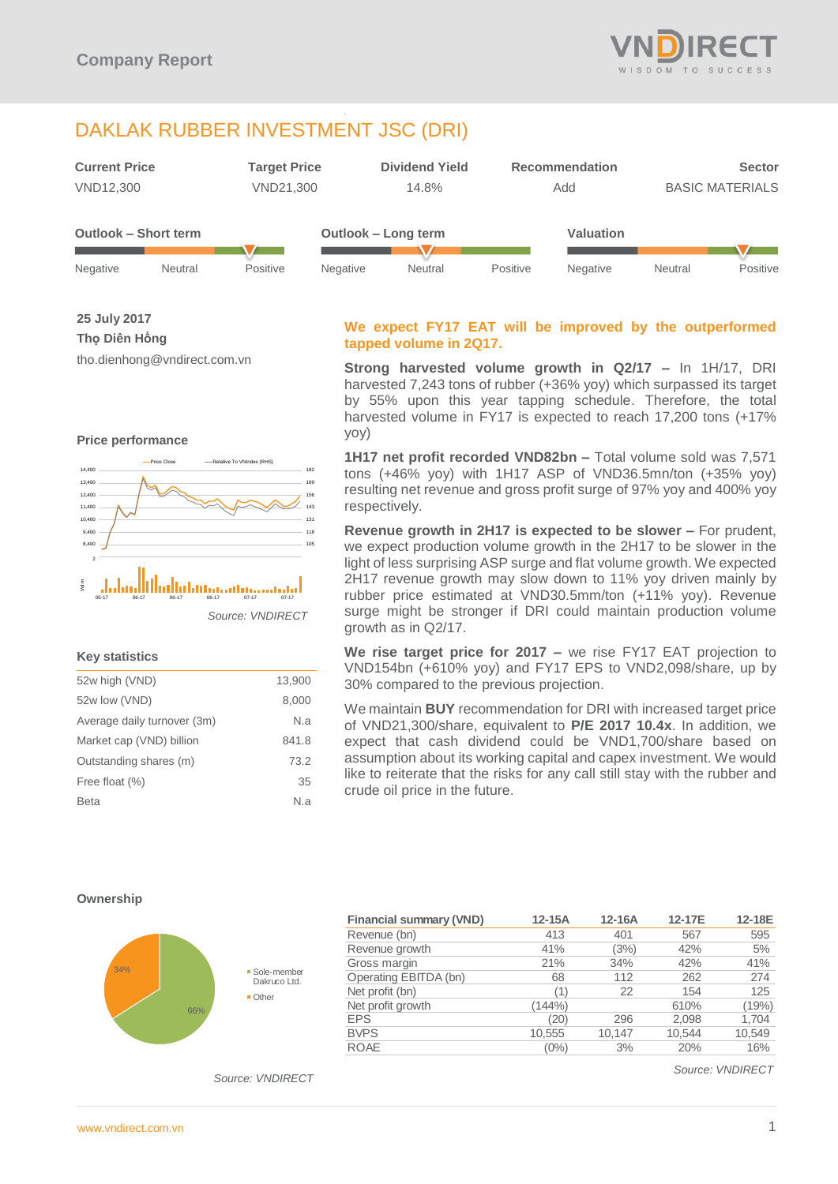Company Report

# DAKLAK RUBBER INVESTMENT JSC (DRI)

| Current Price | Target Price | Dividend Yield | Recommendation | Sector |
|---|---|---|---|---|
| VND12,300 | VND21,300 | 14.8% | Add | BASIC MATERIALS |

**Outlook – Short term:** Negative | Neutral | Positive (indicator: Positive)

**Outlook – Long term:** Negative | Neutral | Positive (indicator: Neutral)

**Valuation:** Negative | Neutral | Positive (indicator: Positive)

**25 July 2017**
**Thọ Diên Hồng**
tho.dienhong@vndirect.com.vn

### Price performance

*Source: VNDIRECT*

### Key statistics

| | |
|---|---|
| 52w high (VND) | 13,900 |
| 52w low (VND) | 8,000 |
| Average daily turnover (3m) | N.a |
| Market cap (VND) billion | 841.8 |
| Outstanding shares (m) | 73.2 |
| Free float (%) | 35 |
| Beta | N.a |

## We expect FY17 EAT will be improved by the outperformed tapped volume in 2Q17.

**Strong harvested volume growth in Q2/17 –** In 1H/17, DRI harvested 7,243 tons of rubber (+36% yoy) which surpassed its target by 55% upon this year tapping schedule. Therefore, the total harvested volume in FY17 is expected to reach 17,200 tons (+17% yoy)

**1H17 net profit recorded VND82bn –** Total volume sold was 7,571 tons (+46% yoy) with 1H17 ASP of VND36.5mn/ton (+35% yoy) resulting net revenue and gross profit surge of 97% yoy and 400% yoy respectively.

**Revenue growth in 2H17 is expected to be slower –** For prudent, we expect production volume growth in the 2H17 to be slower in the light of less surprising ASP surge and flat volume growth. We expected 2H17 revenue growth may slow down to 11% yoy driven mainly by rubber price estimated at VND30.5mm/ton (+11% yoy). Revenue surge might be stronger if DRI could maintain production volume growth as in Q2/17.

**We rise target price for 2017 –** we rise FY17 EAT projection to VND154bn (+610% yoy) and FY17 EPS to VND2,098/share, up by 30% compared to the previous projection.

We maintain **BUY** recommendation for DRI with increased target price of VND21,300/share, equivalent to **P/E 2017 10.4x**. In addition, we expect that cash dividend could be VND1,700/share based on assumption about its working capital and capex investment. We would like to reiterate that the risks for any call still stay with the rubber and crude oil price in the future.

### Ownership

- Sole-member Dakruco Ltd.: 66%
- Other: 34%

*Source: VNDIRECT*

| Financial summary (VND) | 12-15A | 12-16A | 12-17E | 12-18E |
|---|---|---|---|---|
| Revenue (bn) | 413 | 401 | 567 | 595 |
| Revenue growth | 41% | (3%) | 42% | 5% |
| Gross margin | 21% | 34% | 42% | 41% |
| Operating EBITDA (bn) | 68 | 112 | 262 | 274 |
| Net profit (bn) | (1) | 22 | 154 | 125 |
| Net profit growth | (144%) | | 610% | (19%) |
| EPS | (20) | 296 | 2,098 | 1,704 |
| BVPS | 10,555 | 10,147 | 10,544 | 10,549 |
| ROAE | (0%) | 3% | 20% | 16% |

*Source: VNDIRECT*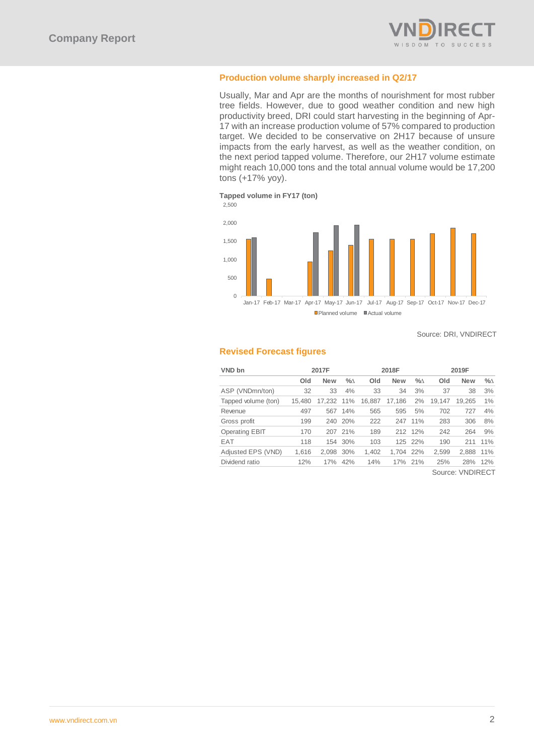## Production volume sharply increased in Q2/17

Usually, Mar and Apr are the months of nourishment for most rubber tree fields. However, due to good weather condition and new high productivity breed, DRI could start harvesting in the beginning of Apr-17 with an increase production volume of 57% compared to production target. We decided to be conservative on 2H17 because of unsure impacts from the early harvest, as well as the weather condition, on the next period tapped volume. Therefore, our 2H17 volume estimate might reach 10,000 tons and the total annual volume would be 17,200 tons (+17% yoy).

**Tapped volume in FY17 (ton)**

Source: DRI, VNDIRECT

## Revised Forecast figures

| VND bn | 2017F | | | 2018F | | | 2019F | | |
|---|---|---|---|---|---|---|---|---|---|
| | Old | New | %∆ | Old | New | %∆ | Old | New | %∆ |
| ASP (VNDmn/ton) | 32 | 33 | 4% | 33 | 34 | 3% | 37 | 38 | 3% |
| Tapped volume (ton) | 15,480 | 17,232 | 11% | 16,887 | 17,186 | 2% | 19,147 | 19,265 | 1% |
| Revenue | 497 | 567 | 14% | 565 | 595 | 5% | 702 | 727 | 4% |
| Gross profit | 199 | 240 | 20% | 222 | 247 | 11% | 283 | 306 | 8% |
| Operating EBIT | 170 | 207 | 21% | 189 | 212 | 12% | 242 | 264 | 9% |
| EAT | 118 | 154 | 30% | 103 | 125 | 22% | 190 | 211 | 11% |
| Adjusted EPS (VND) | 1,616 | 2,098 | 30% | 1,402 | 1,704 | 22% | 2,599 | 2,888 | 11% |
| Dividend ratio | 12% | 17% | 42% | 14% | 17% | 21% | 25% | 28% | 12% |

Source: VNDIRECT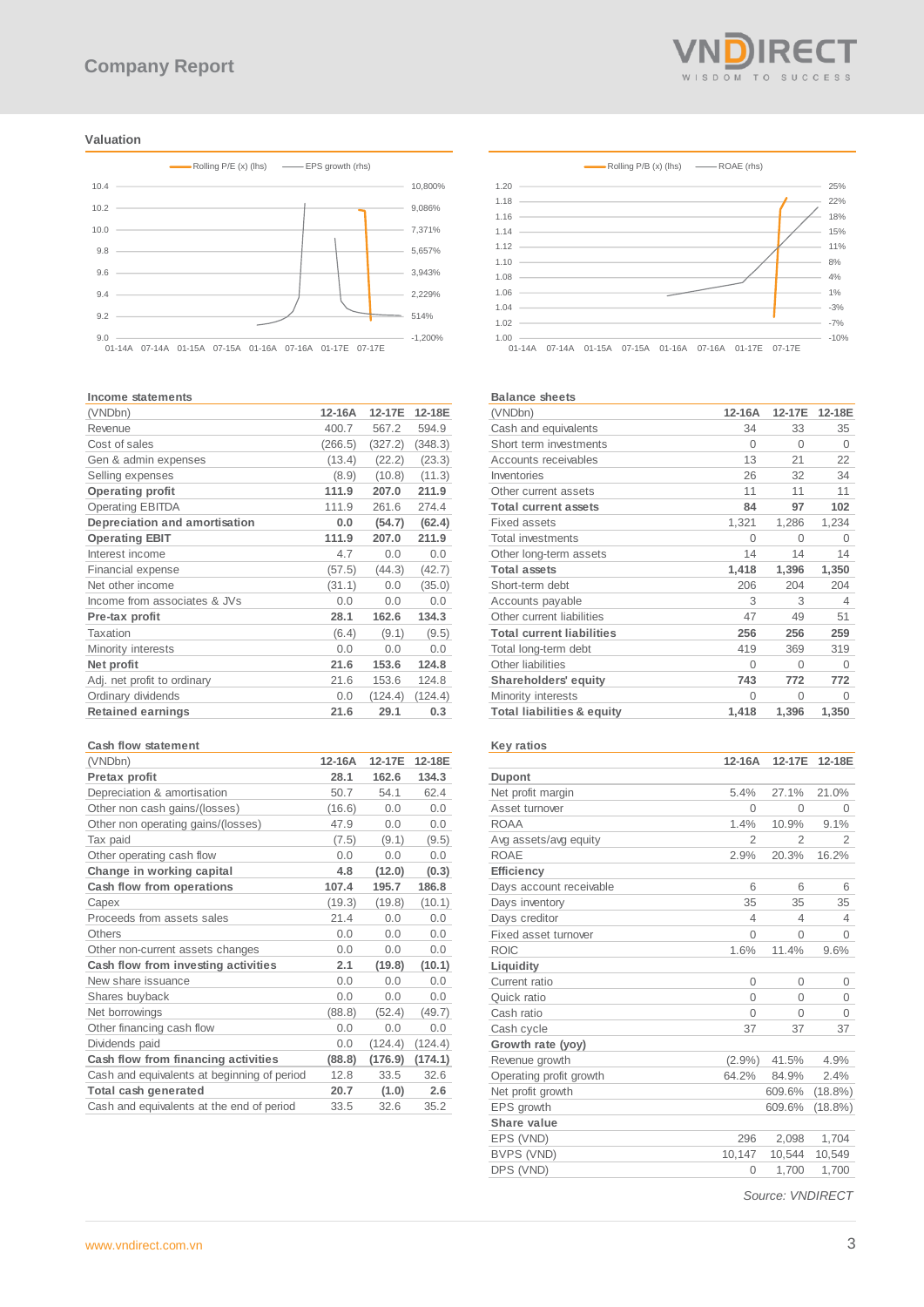## Valuation

Rolling P/E (x) (lhs) — EPS growth (rhs)

Rolling P/B (x) (lhs) — ROAE (rhs)

### Income statements

| (VNDbn) | 12-16A | 12-17E | 12-18E |
|---|---|---|---|
| Revenue | 400.7 | 567.2 | 594.9 |
| Cost of sales | (266.5) | (327.2) | (348.3) |
| Gen & admin expenses | (13.4) | (22.2) | (23.3) |
| Selling expenses | (8.9) | (10.8) | (11.3) |
| **Operating profit** | **111.9** | **207.0** | **211.9** |
| Operating EBITDA | 111.9 | 261.6 | 274.4 |
| **Depreciation and amortisation** | **0.0** | **(54.7)** | **(62.4)** |
| **Operating EBIT** | **111.9** | **207.0** | **211.9** |
| Interest income | 4.7 | 0.0 | 0.0 |
| Financial expense | (57.5) | (44.3) | (42.7) |
| Net other income | (31.1) | 0.0 | (35.0) |
| Income from associates & JVs | 0.0 | 0.0 | 0.0 |
| **Pre-tax profit** | **28.1** | **162.6** | **134.3** |
| Taxation | (6.4) | (9.1) | (9.5) |
| Minority interests | 0.0 | 0.0 | 0.0 |
| **Net profit** | **21.6** | **153.6** | **124.8** |
| Adj. net profit to ordinary | 21.6 | 153.6 | 124.8 |
| Ordinary dividends | 0.0 | (124.4) | (124.4) |
| **Retained earnings** | **21.6** | **29.1** | **0.3** |

### Balance sheets

| (VNDbn) | 12-16A | 12-17E | 12-18E |
|---|---|---|---|
| Cash and equivalents | 34 | 33 | 35 |
| Short term investments | 0 | 0 | 0 |
| Accounts receivables | 13 | 21 | 22 |
| Inventories | 26 | 32 | 34 |
| Other current assets | 11 | 11 | 11 |
| **Total current assets** | **84** | **97** | **102** |
| Fixed assets | 1,321 | 1,286 | 1,234 |
| Total investments | 0 | 0 | 0 |
| Other long-term assets | 14 | 14 | 14 |
| **Total assets** | **1,418** | **1,396** | **1,350** |
| Short-term debt | 206 | 204 | 204 |
| Accounts payable | 3 | 3 | 4 |
| Other current liabilities | 47 | 49 | 51 |
| **Total current liabilities** | **256** | **256** | **259** |
| Total long-term debt | 419 | 369 | 319 |
| Other liabilities | 0 | 0 | 0 |
| **Shareholders' equity** | **743** | **772** | **772** |
| Minority interests | 0 | 0 | 0 |
| **Total liabilities & equity** | **1,418** | **1,396** | **1,350** |

### Cash flow statement

| (VNDbn) | 12-16A | 12-17E | 12-18E |
|---|---|---|---|
| **Pretax profit** | **28.1** | **162.6** | **134.3** |
| Depreciation & amortisation | 50.7 | 54.1 | 62.4 |
| Other non cash gains/(losses) | (16.6) | 0.0 | 0.0 |
| Other non operating gains/(losses) | 47.9 | 0.0 | 0.0 |
| Tax paid | (7.5) | (9.1) | (9.5) |
| Other operating cash flow | 0.0 | 0.0 | 0.0 |
| **Change in working capital** | **4.8** | **(12.0)** | **(0.3)** |
| **Cash flow from operations** | **107.4** | **195.7** | **186.8** |
| Capex | (19.3) | (19.8) | (10.1) |
| Proceeds from assets sales | 21.4 | 0.0 | 0.0 |
| Others | 0.0 | 0.0 | 0.0 |
| Other non-current assets changes | 0.0 | 0.0 | 0.0 |
| **Cash flow from investing activities** | **2.1** | **(19.8)** | **(10.1)** |
| New share issuance | 0.0 | 0.0 | 0.0 |
| Shares buyback | 0.0 | 0.0 | 0.0 |
| Net borrowings | (88.8) | (52.4) | (49.7) |
| Other financing cash flow | 0.0 | 0.0 | 0.0 |
| Dividends paid | 0.0 | (124.4) | (124.4) |
| **Cash flow from financing activities** | **(88.8)** | **(176.9)** | **(174.1)** |
| Cash and equivalents at beginning of period | 12.8 | 33.5 | 32.6 |
| **Total cash generated** | **20.7** | **(1.0)** | **2.6** |
| Cash and equivalents at the end of period | 33.5 | 32.6 | 35.2 |

### Key ratios

| | 12-16A | 12-17E | 12-18E |
|---|---|---|---|
| **Dupont** | | | |
| Net profit margin | 5.4% | 27.1% | 21.0% |
| Asset turnover | 0 | 0 | 0 |
| ROAA | 1.4% | 10.9% | 9.1% |
| Avg assets/avg equity | 2 | 2 | 2 |
| ROAE | 2.9% | 20.3% | 16.2% |
| **Efficiency** | | | |
| Days account receivable | 6 | 6 | 6 |
| Days inventory | 35 | 35 | 35 |
| Days creditor | 4 | 4 | 4 |
| Fixed asset turnover | 0 | 0 | 0 |
| ROIC | 1.6% | 11.4% | 9.6% |
| **Liquidity** | | | |
| Current ratio | 0 | 0 | 0 |
| Quick ratio | 0 | 0 | 0 |
| Cash ratio | 0 | 0 | 0 |
| Cash cycle | 37 | 37 | 37 |
| **Growth rate (yoy)** | | | |
| Revenue growth | (2.9%) | 41.5% | 4.9% |
| Operating profit growth | 64.2% | 84.9% | 2.4% |
| Net profit growth | | 609.6% | (18.8%) |
| EPS growth | | 609.6% | (18.8%) |
| **Share value** | | | |
| EPS (VND) | 296 | 2,098 | 1,704 |
| BVPS (VND) | 10,147 | 10,544 | 10,549 |
| DPS (VND) | 0 | 1,700 | 1,700 |

*Source: VNDIRECT*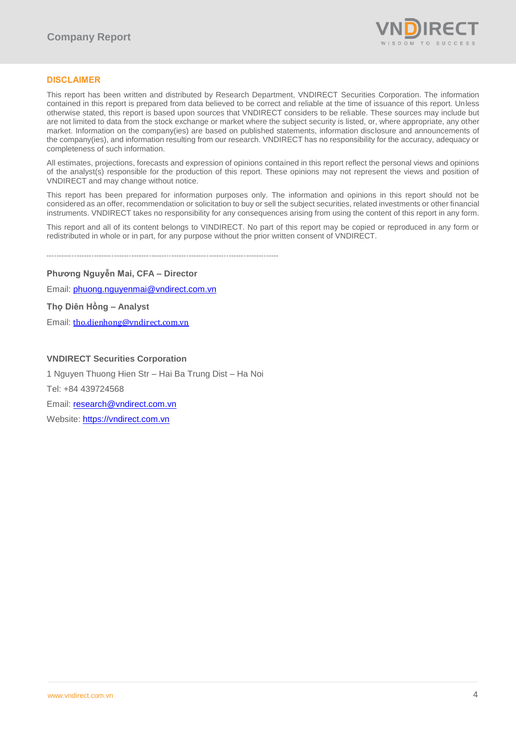## DISCLAIMER

This report has been written and distributed by Research Department, VNDIRECT Securities Corporation. The information contained in this report is prepared from data believed to be correct and reliable at the time of issuance of this report. Unless otherwise stated, this report is based upon sources that VNDIRECT considers to be reliable. These sources may include but are not limited to data from the stock exchange or market where the subject security is listed, or, where appropriate, any other market. Information on the company(ies) are based on published statements, information disclosure and announcements of the company(ies), and information resulting from our research. VNDIRECT has no responsibility for the accuracy, adequacy or completeness of such information.

All estimates, projections, forecasts and expression of opinions contained in this report reflect the personal views and opinions of the analyst(s) responsible for the production of this report. These opinions may not represent the views and position of VNDIRECT and may change without notice.

This report has been prepared for information purposes only. The information and opinions in this report should not be considered as an offer, recommendation or solicitation to buy or sell the subject securities, related investments or other financial instruments. VNDIRECT takes no responsibility for any consequences arising from using the content of this report in any form.

This report and all of its content belongs to VINDIRECT. No part of this report may be copied or reproduced in any form or redistributed in whole or in part, for any purpose without the prior written consent of VNDIRECT.

---

**Phương Nguyễn Mai, CFA – Director**

Email: phuong.nguyenmai@vndirect.com.vn

**Thọ Diên Hồng – Analyst**

Email: tho.dienhong@vndirect.com.vn

**VNDIRECT Securities Corporation**

1 Nguyen Thuong Hien Str – Hai Ba Trung Dist – Ha Noi

Tel: +84 439724568

Email: research@vndirect.com.vn

Website: https://vndirect.com.vn